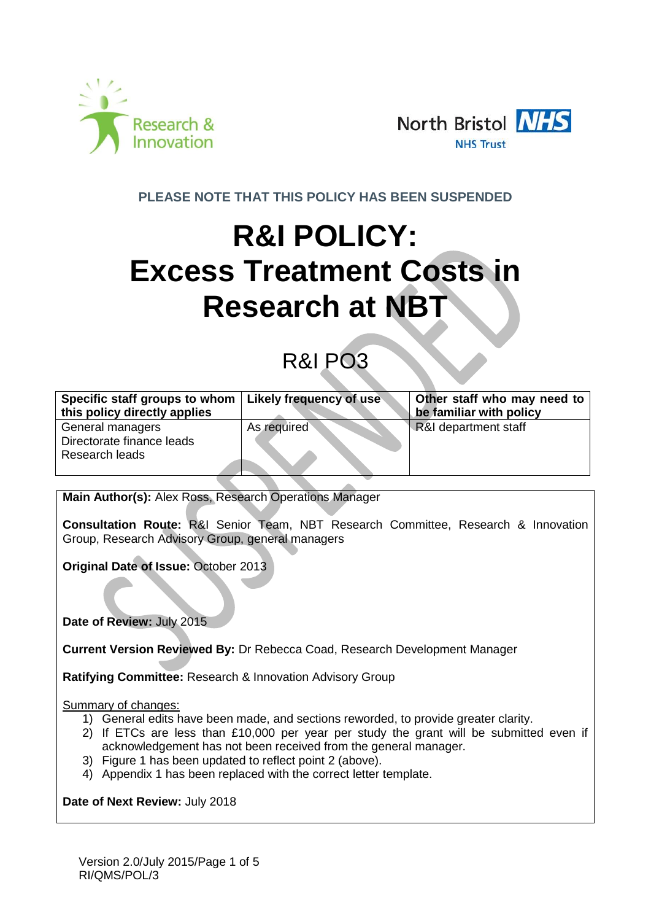Research & Innovation

North Bristol NHS Trust

**PLEASE NOTE THAT THIS POLICY HAS BEEN SUSPENDED**

# R&I POLICY: Excess Treatment Costs in Research at NBT

## R&I PO3

| Specific staff groups to whom this policy directly applies | Likely frequency of use | Other staff who may need to be familiar with policy |
|---|---|---|
| General managers<br>Directorate finance leads<br>Research leads | As required | R&I department staff |

**Main Author(s):** Alex Ross, Research Operations Manager

**Consultation Route:** R&I Senior Team, NBT Research Committee, Research & Innovation Group, Research Advisory Group, general managers

**Original Date of Issue:** October 2013

**Date of Review:** July 2015

**Current Version Reviewed By:** Dr Rebecca Coad, Research Development Manager

**Ratifying Committee:** Research & Innovation Advisory Group

Summary of changes:

1) General edits have been made, and sections reworded, to provide greater clarity.
2) If ETCs are less than £10,000 per year per study the grant will be submitted even if acknowledgement has not been received from the general manager.
3) Figure 1 has been updated to reflect point 2 (above).
4) Appendix 1 has been replaced with the correct letter template.

**Date of Next Review:** July 2018

Version 2.0/July 2015
RI/QMS/POL/3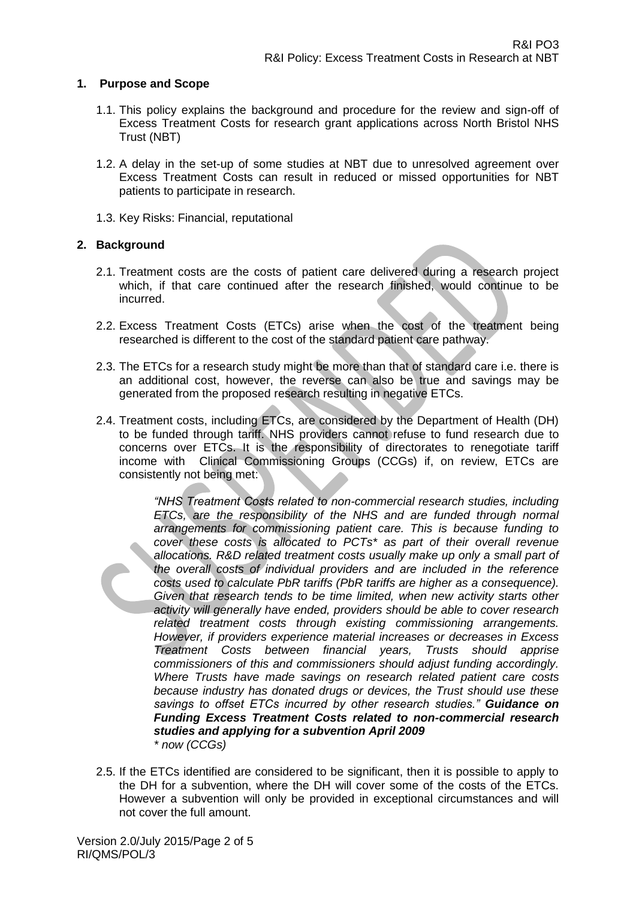## 1. Purpose and Scope

1.1. This policy explains the background and procedure for the review and sign-off of Excess Treatment Costs for research grant applications across North Bristol NHS Trust (NBT)

1.2. A delay in the set-up of some studies at NBT due to unresolved agreement over Excess Treatment Costs can result in reduced or missed opportunities for NBT patients to participate in research.

1.3. Key Risks: Financial, reputational

## 2. Background

2.1. Treatment costs are the costs of patient care delivered during a research project which, if that care continued after the research finished, would continue to be incurred.

2.2. Excess Treatment Costs (ETCs) arise when the cost of the treatment being researched is different to the cost of the standard patient care pathway.

2.3. The ETCs for a research study might be more than that of standard care i.e. there is an additional cost, however, the reverse can also be true and savings may be generated from the proposed research resulting in negative ETCs.

2.4. Treatment costs, including ETCs, are considered by the Department of Health (DH) to be funded through tariff. NHS providers cannot refuse to fund research due to concerns over ETCs. It is the responsibility of directorates to renegotiate tariff income with Clinical Commissioning Groups (CCGs) if, on review, ETCs are consistently not being met:

> *"NHS Treatment Costs related to non-commercial research studies, including ETCs, are the responsibility of the NHS and are funded through normal arrangements for commissioning patient care. This is because funding to cover these costs is allocated to PCTs* as part of their overall revenue allocations. R&D related treatment costs usually make up only a small part of the overall costs of individual providers and are included in the reference costs used to calculate PbR tariffs (PbR tariffs are higher as a consequence). Given that research tends to be time limited, when new activity starts other activity will generally have ended, providers should be able to cover research related treatment costs through existing commissioning arrangements. However, if providers experience material increases or decreases in Excess Treatment Costs between financial years, Trusts should apprise commissioners of this and commissioners should adjust funding accordingly. Where Trusts have made savings on research related patient care costs because industry has donated drugs or devices, the Trust should use these savings to offset ETCs incurred by other research studies."* ***Guidance on Funding Excess Treatment Costs related to non-commercial research studies and applying for a subvention April 2009***
>
> *\* now (CCGs)*

2.5. If the ETCs identified are considered to be significant, then it is possible to apply to the DH for a subvention, where the DH will cover some of the costs of the ETCs. However a subvention will only be provided in exceptional circumstances and will not cover the full amount.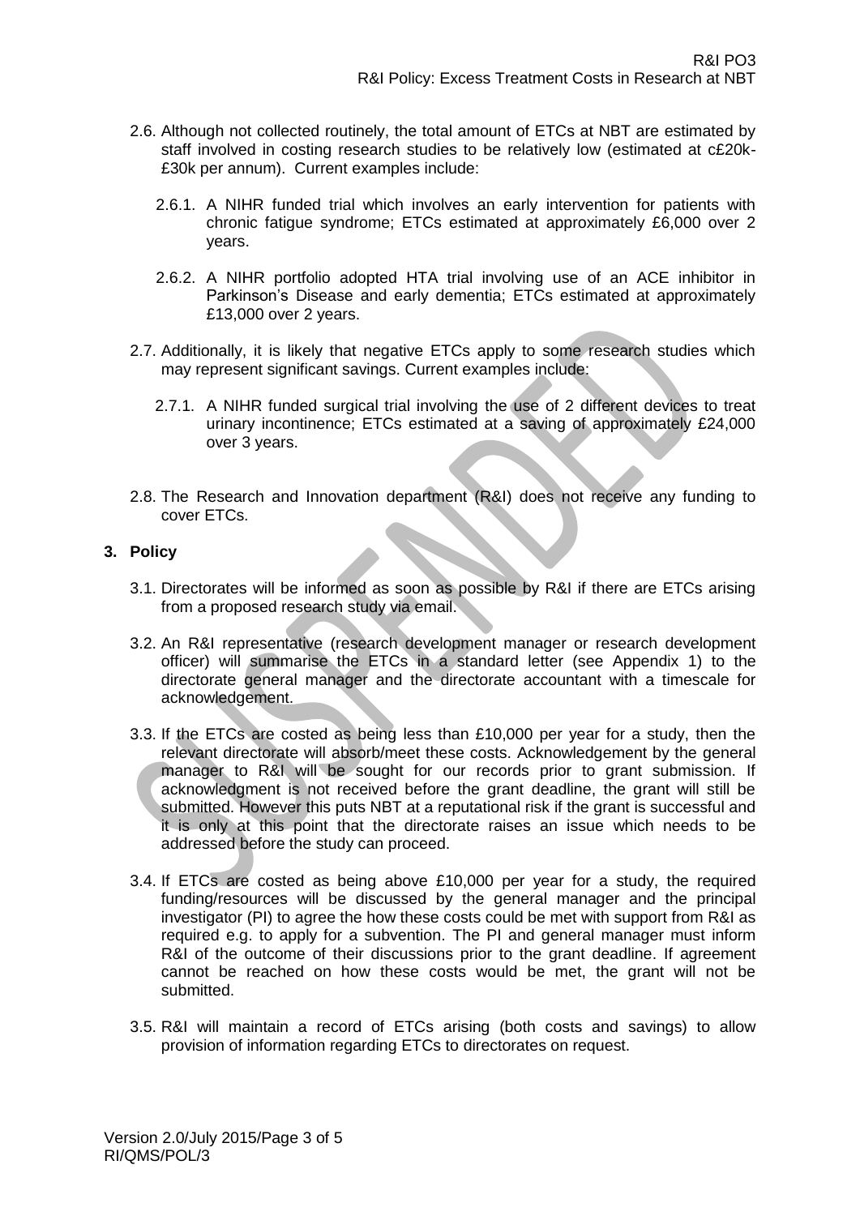2.6. Although not collected routinely, the total amount of ETCs at NBT are estimated by staff involved in costing research studies to be relatively low (estimated at c£20k-£30k per annum). Current examples include:

2.6.1. A NIHR funded trial which involves an early intervention for patients with chronic fatigue syndrome; ETCs estimated at approximately £6,000 over 2 years.

2.6.2. A NIHR portfolio adopted HTA trial involving use of an ACE inhibitor in Parkinson's Disease and early dementia; ETCs estimated at approximately £13,000 over 2 years.

2.7. Additionally, it is likely that negative ETCs apply to some research studies which may represent significant savings. Current examples include:

2.7.1. A NIHR funded surgical trial involving the use of 2 different devices to treat urinary incontinence; ETCs estimated at a saving of approximately £24,000 over 3 years.

2.8. The Research and Innovation department (R&I) does not receive any funding to cover ETCs.

## 3. Policy

3.1. Directorates will be informed as soon as possible by R&I if there are ETCs arising from a proposed research study via email.

3.2. An R&I representative (research development manager or research development officer) will summarise the ETCs in a standard letter (see Appendix 1) to the directorate general manager and the directorate accountant with a timescale for acknowledgement.

3.3. If the ETCs are costed as being less than £10,000 per year for a study, then the relevant directorate will absorb/meet these costs. Acknowledgement by the general manager to R&I will be sought for our records prior to grant submission. If acknowledgment is not received before the grant deadline, the grant will still be submitted. However this puts NBT at a reputational risk if the grant is successful and it is only at this point that the directorate raises an issue which needs to be addressed before the study can proceed.

3.4. If ETCs are costed as being above £10,000 per year for a study, the required funding/resources will be discussed by the general manager and the principal investigator (PI) to agree the how these costs could be met with support from R&I as required e.g. to apply for a subvention. The PI and general manager must inform R&I of the outcome of their discussions prior to the grant deadline. If agreement cannot be reached on how these costs would be met, the grant will not be submitted.

3.5. R&I will maintain a record of ETCs arising (both costs and savings) to allow provision of information regarding ETCs to directorates on request.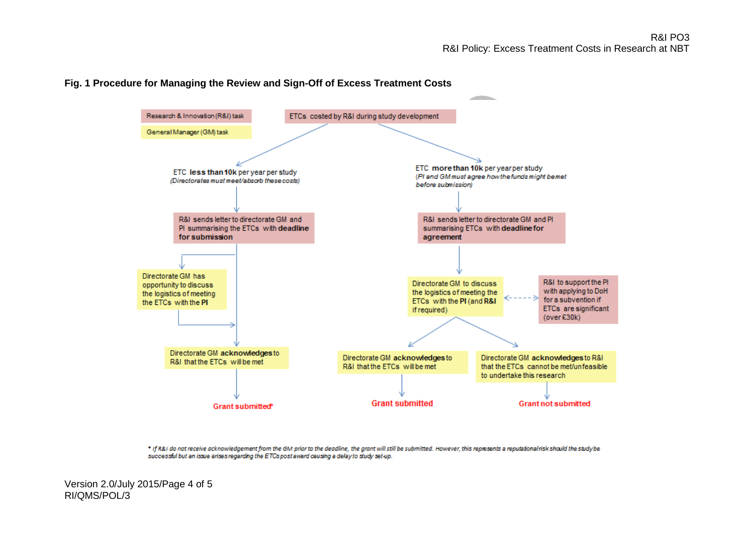**Fig. 1 Procedure for Managing the Review and Sign-Off of Excess Treatment Costs**

Research & Innovation (R&I) task

General Manager (GM) task

ETCs costed by R&I during study development

ETC **less than 10k** per year per study
*(Directorates must meet/absorb these costs)*

R&I sends letter to directorate GM and PI summarising the ETCs with **deadline for submission**

Directorate GM has opportunity to discuss the logistics of meeting the ETCs with the **PI**

Directorate GM **acknowledges** to R&I that the ETCs will be met

Grant submitted*

ETC **more than 10k** per year per study
*(PI and GM must agree how the funds might be met before submission)*

R&I sends letter to directorate GM and PI summarising ETCs with **deadline for agreement**

Directorate GM to discuss the logistics of meeting the ETCs with the **PI** (and **R&I** if required)

R&I to support the PI with applying to DoH for a subvention if ETCs are significant (over £30k)

Directorate GM **acknowledges** to R&I that the ETCs will be met

Grant submitted

Directorate GM **acknowledges** to R&I that the ETCs cannot be met/unfeasible to undertake this research

Grant not submitted

\* *If R&I do not receive acknowledgement from the GM prior to the deadline, the grant will still be submitted. However, this represents a reputational risk should the study be successful but an issue arises regarding the ETCs post award causing a delay to study set-up.*

Version 2.0/July 2015

RI/QMS/POL/3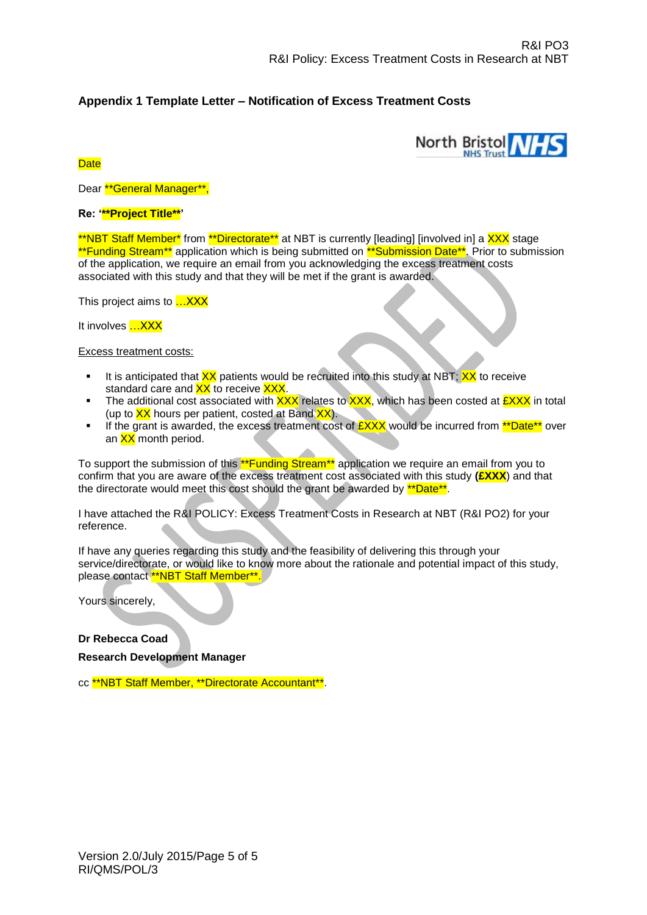## Appendix 1 Template Letter – Notification of Excess Treatment Costs

Date

Dear **General Manager**,

**Re: '**Project Title**'**

**NBT Staff Member* from **Directorate** at NBT is currently [leading] [involved in] a XXX stage **Funding Stream** application which is being submitted on **Submission Date**. Prior to submission of the application, we require an email from you acknowledging the excess treatment costs associated with this study and that they will be met if the grant is awarded.

This project aims to ...XXX

It involves ...XXX

Excess treatment costs:

- It is anticipated that XX patients would be recruited into this study at NBT; XX to receive standard care and XX to receive XXX.
- The additional cost associated with XXX relates to XXX, which has been costed at £XXX in total (up to XX hours per patient, costed at Band XX).
- If the grant is awarded, the excess treatment cost of £XXX would be incurred from **Date** over an XX month period.

To support the submission of this **Funding Stream** application we require an email from you to confirm that you are aware of the excess treatment cost associated with this study **(£XXX**) and that the directorate would meet this cost should the grant be awarded by **Date**.

I have attached the R&I POLICY: Excess Treatment Costs in Research at NBT (R&I PO2) for your reference.

If have any queries regarding this study and the feasibility of delivering this through your service/directorate, or would like to know more about the rationale and potential impact of this study, please contact **NBT Staff Member**.

Yours sincerely,

**Dr Rebecca Coad**

**Research Development Manager**

cc **NBT Staff Member, **Directorate Accountant**.

Version 2.0/July 2015/Page 5 of 5
RI/QMS/POL/3